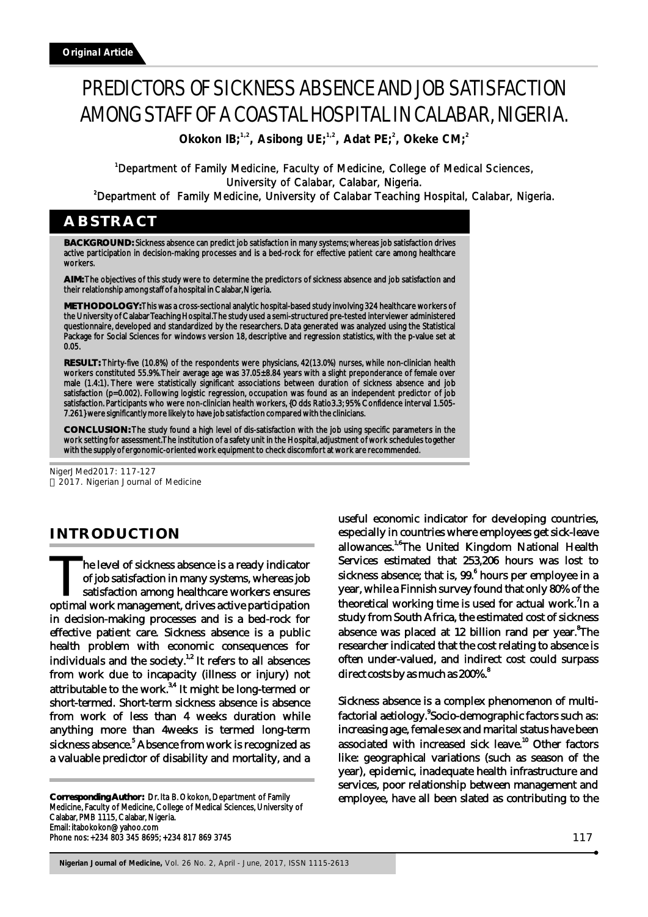**Original Article**

# PREDICTORS OF SICKNESS ABSENCE AND JOB SATISFACTION AMONG STAFF OF A COASTAL HOSPITAL IN CALABAR, NIGERIA.

**Okokon IB;[1,2], Asibong UE;[1,2], Adat PE;[2], Okeke CM;[2]**

[1]Department of Family Medicine, Faculty of Medicine, College of Medical Sciences, University of Calabar, Calabar, Nigeria.
[2]Department of Family Medicine, University of Calabar Teaching Hospital, Calabar, Nigeria.

## ABSTRACT

**BACKGROUND:** Sickness absence can predict job satisfaction in many systems; whereas job satisfaction drives active participation in decision-making processes and is a bed-rock for effective patient care among healthcare workers.

**AIM:** The objectives of this study were to determine the predictors of sickness absence and job satisfaction and their relationship among staff of a hospital in Calabar, Nigeria.

**METHODOLOGY:** This was a cross-sectional analytic hospital-based study involving 324 healthcare workers of the University of Calabar Teaching Hospital. The study used a semi-structured pre-tested interviewer administered questionnaire, developed and standardized by the researchers. Data generated was analyzed using the Statistical Package for Social Sciences for windows version 18, descriptive and regression statistics, with the p-value set at 0.05.

**RESULT:** Thirty-five (10.8%) of the respondents were physicians, 42(13.0%) nurses, while non-clinician health workers constituted 55.9%. Their average age was 37.05±8.84 years with a slight preponderance of female over male (1.4:1). There were statistically significant associations between duration of sickness absence and job satisfaction (p=0.002). Following logistic regression, occupation was found as an independent predictor of job satisfaction. Participants who were non-clinician health workers, {Odds Ratio 3.3; 95% Confidence interval 1.505-7.261} were significantly more likely to have job satisfaction compared with the clinicians.

**CONCLUSION:** The study found a high level of dis-satisfaction with the job using specific parameters in the work setting for assessment. The institution of a safety unit in the Hospital, adjustment of work schedules together with the supply of ergonomic-oriented work equipment to check discomfort at work are recommended.

NigerJMed2017: 117-127
© 2017. Nigerian Journal of Medicine

## INTRODUCTION

The level of sickness absence is a ready indicator of job satisfaction in many systems, whereas job satisfaction among healthcare workers ensures optimal work management, drives active participation in decision-making processes and is a bed-rock for effective patient care. Sickness absence is a public health problem with economic consequences for individuals and the society.[1,2] It refers to all absences from work due to incapacity (illness or injury) not attributable to the work.[3,4] It might be long-termed or short-termed. Short-term sickness absence is absence from work of less than 4 weeks duration while anything more than 4weeks is termed long-term sickness absence.[5] Absence from work is recognized as a valuable predictor of disability and mortality, and a useful economic indicator for developing countries, especially in countries where employees get sick-leave allowances.[1,6] The United Kingdom National Health Services estimated that 253,206 hours was lost to sickness absence; that is, 99.[6] hours per employee in a year, while a Finnish survey found that only 80% of the theoretical working time is used for actual work.[7] In a study from South Africa, the estimated cost of sickness absence was placed at 12 billion rand per year.[8] The researcher indicated that the cost relating to absence is often under-valued, and indirect cost could surpass direct costs by as much as 200%.[8]

Sickness absence is a complex phenomenon of multi-factorial aetiology.[9] Socio-demographic factors such as: increasing age, female sex and marital status have been associated with increased sick leave.[10] Other factors like: geographical variations (such as season of the year), epidemic, inadequate health infrastructure and services, poor relationship between management and employee, have all been slated as contributing to the

**Corresponding Author:** Dr. Ita B. Okokon, Department of Family Medicine, Faculty of Medicine, College of Medical Sciences, University of Calabar, PMB 1115, Calabar, Nigeria.
Email: itabokokon@yahoo.com
Phone nos: +234 803 345 8695; +234 817 869 3745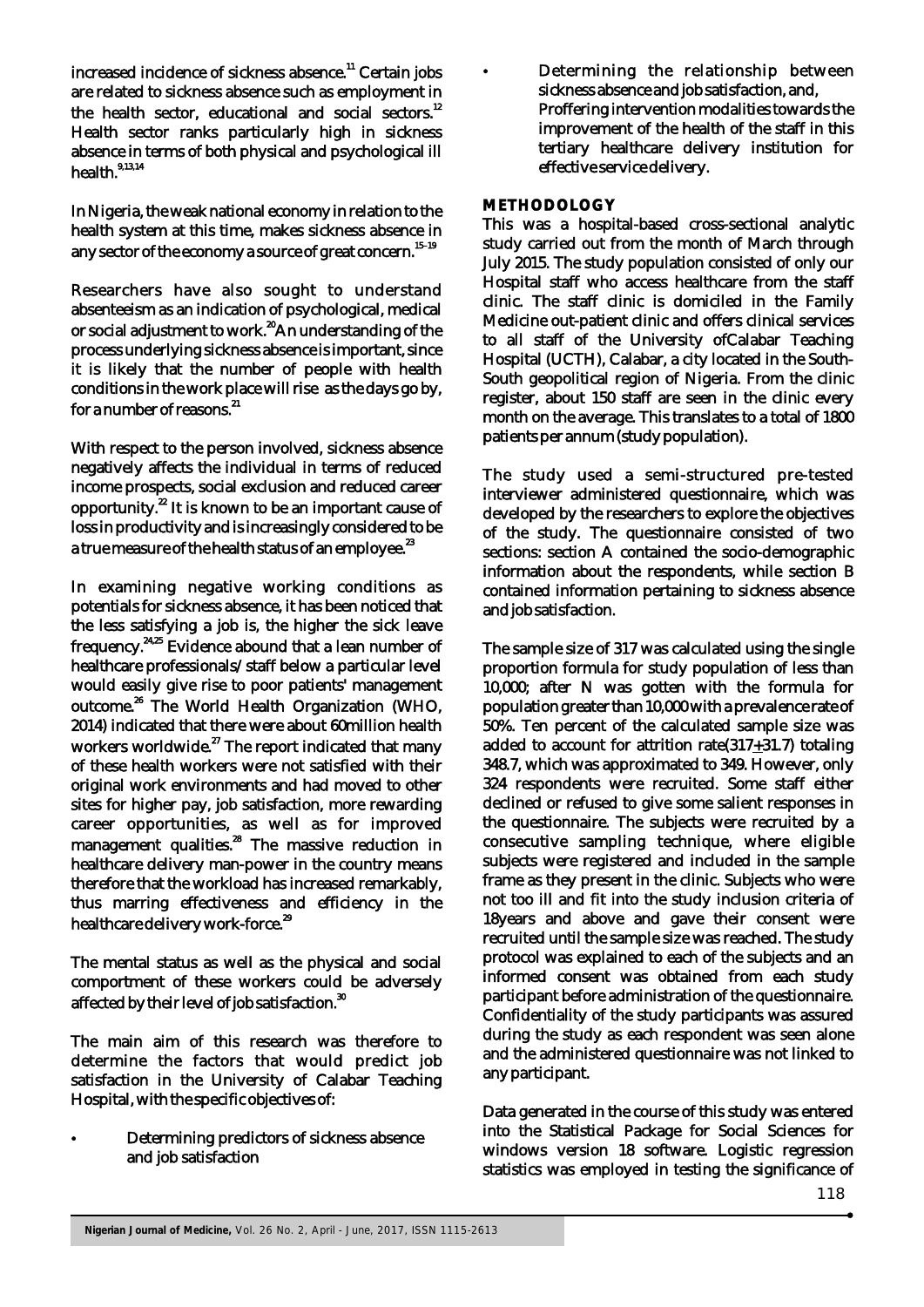increased incidence of sickness absence.[11] Certain jobs are related to sickness absence such as employment in the health sector, educational and social sectors.[12] Health sector ranks particularly high in sickness absence in terms of both physical and psychological ill health.[9,13,14]

In Nigeria, the weak national economy in relation to the health system at this time, makes sickness absence in any sector of the economy a source of great concern.[15-19]

Researchers have also sought to understand absenteeism as an indication of psychological, medical or social adjustment to work.[20] An understanding of the process underlying sickness absence is important, since it is likely that the number of people with health conditions in the work place will rise as the days go by, for a number of reasons.[21]

With respect to the person involved, sickness absence negatively affects the individual in terms of reduced income prospects, social exclusion and reduced career opportunity.[22] It is known to be an important cause of loss in productivity and is increasingly considered to be a true measure of the health status of an employee.[23]

In examining negative working conditions as potentials for sickness absence, it has been noticed that the less satisfying a job is, the higher the sick leave frequency.[24,25] Evidence abound that a lean number of healthcare professionals/staff below a particular level would easily give rise to poor patients' management outcome.[26] The World Health Organization (WHO, 2014) indicated that there were about 60million health workers worldwide.[27] The report indicated that many of these health workers were not satisfied with their original work environments and had moved to other sites for higher pay, job satisfaction, more rewarding career opportunities, as well as for improved management qualities.[28] The massive reduction in healthcare delivery man-power in the country means therefore that the workload has increased remarkably, thus marring effectiveness and efficiency in the healthcare delivery work-force.[29]

The mental status as well as the physical and social comportment of these workers could be adversely affected by their level of job satisfaction.[30]

The main aim of this research was therefore to determine the factors that would predict job satisfaction in the University of Calabar Teaching Hospital, with the specific objectives of:

- Determining predictors of sickness absence and job satisfaction
- Determining the relationship between sickness absence and job satisfaction, and, Proffering intervention modalities towards the improvement of the health of the staff in this tertiary healthcare delivery institution for effective service delivery.

## METHODOLOGY

This was a hospital-based cross-sectional analytic study carried out from the month of March through July 2015. The study population consisted of only our Hospital staff who access healthcare from the staff clinic. The staff clinic is domiciled in the Family Medicine out-patient clinic and offers clinical services to all staff of the University ofCalabar Teaching Hospital (UCTH), Calabar, a city located in the South-South geopolitical region of Nigeria. From the clinic register, about 150 staff are seen in the clinic every month on the average. This translates to a total of 1800 patients per annum (study population).

The study used a semi-structured pre-tested interviewer administered questionnaire, which was developed by the researchers to explore the objectives of the study. The questionnaire consisted of two sections: section A contained the socio-demographic information about the respondents, while section B contained information pertaining to sickness absence and job satisfaction.

The sample size of 317 was calculated using the single proportion formula for study population of less than 10,000; after N was gotten with the formula for population greater than 10,000 with a prevalence rate of 50%. Ten percent of the calculated sample size was added to account for attrition rate($317 \pm 31.7$) totaling 348.7, which was approximated to 349. However, only 324 respondents were recruited. Some staff either declined or refused to give some salient responses in the questionnaire. The subjects were recruited by a consecutive sampling technique, where eligible subjects were registered and included in the sample frame as they present in the clinic. Subjects who were not too ill and fit into the study inclusion criteria of 18years and above and gave their consent were recruited until the sample size was reached. The study protocol was explained to each of the subjects and an informed consent was obtained from each study participant before administration of the questionnaire. Confidentiality of the study participants was assured during the study as each respondent was seen alone and the administered questionnaire was not linked to any participant.

Data generated in the course of this study was entered into the Statistical Package for Social Sciences for windows version 18 software. Logistic regression statistics was employed in testing the significance of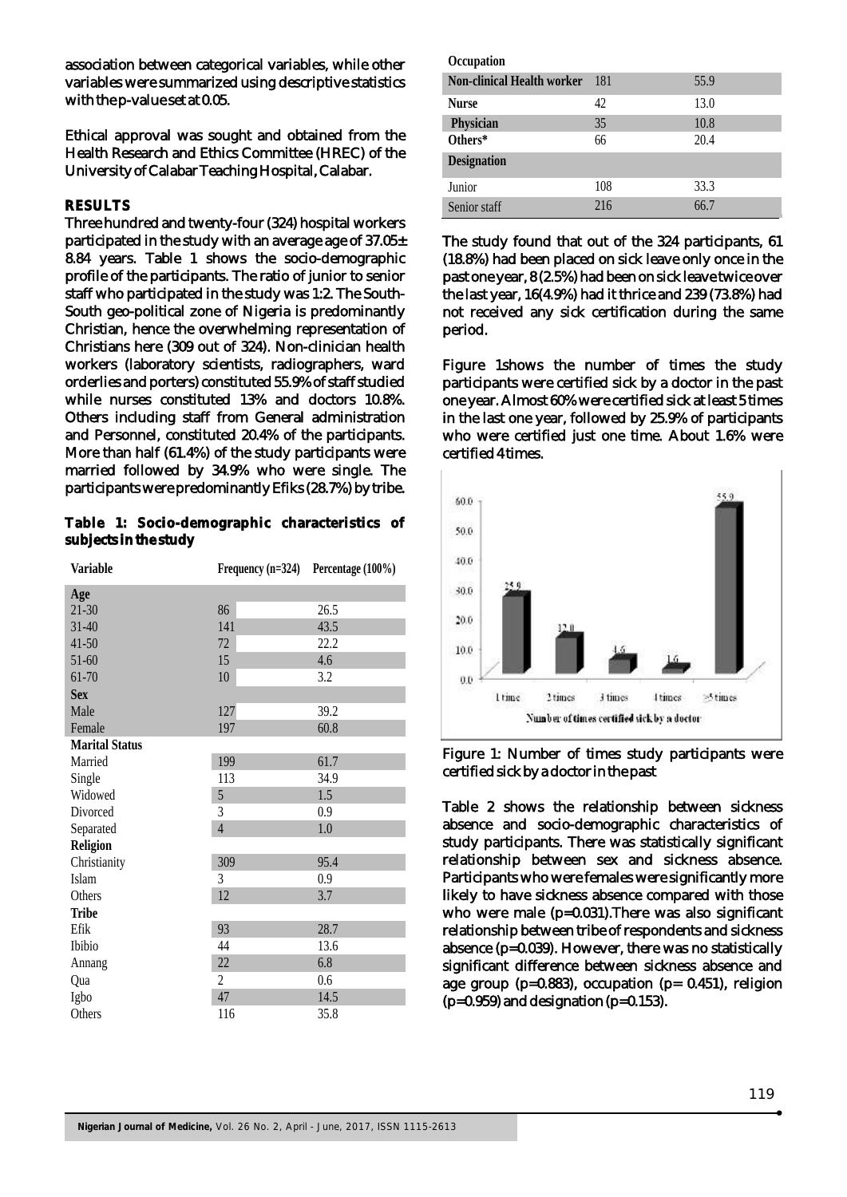association between categorical variables, while other variables were summarized using descriptive statistics with the p-value set at 0.05.

Ethical approval was sought and obtained from the Health Research and Ethics Committee (HREC) of the University of Calabar Teaching Hospital, Calabar.

## RESULTS

Three hundred and twenty-four (324) hospital workers participated in the study with an average age of 37.05± 8.84 years. Table 1 shows the socio-demographic profile of the participants. The ratio of junior to senior staff who participated in the study was 1:2. The South-South geo-political zone of Nigeria is predominantly Christian, hence the overwhelming representation of Christians here (309 out of 324). Non-clinician health workers (laboratory scientists, radiographers, ward orderlies and porters) constituted 55.9% of staff studied while nurses constituted 13% and doctors 10.8%. Others including staff from General administration and Personnel, constituted 20.4% of the participants. More than half (61.4%) of the study participants were married followed by 34.9% who were single. The participants were predominantly Efiks (28.7%) by tribe.

**Table 1: Socio-demographic characteristics of subjects in the study**

| Variable | Frequency (n=324) | Percentage (100%) |
|---|---|---|
| **Age** | | |
| 21-30 | 86 | 26.5 |
| 31-40 | 141 | 43.5 |
| 41-50 | 72 | 22.2 |
| 51-60 | 15 | 4.6 |
| 61-70 | 10 | 3.2 |
| **Sex** | | |
| Male | 127 | 39.2 |
| Female | 197 | 60.8 |
| **Marital Status** | | |
| Married | 199 | 61.7 |
| Single | 113 | 34.9 |
| Widowed | 5 | 1.5 |
| Divorced | 3 | 0.9 |
| Separated | 4 | 1.0 |
| **Religion** | | |
| Christianity | 309 | 95.4 |
| Islam | 3 | 0.9 |
| Others | 12 | 3.7 |
| **Tribe** | | |
| Efik | 93 | 28.7 |
| Ibibio | 44 | 13.6 |
| Annang | 22 | 6.8 |
| Qua | 2 | 0.6 |
| Igbo | 47 | 14.5 |
| Others | 116 | 35.8 |
| **Occupation** | | |
| Non-clinical Health worker | 181 | 55.9 |
| Nurse | 42 | 13.0 |
| Physician | 35 | 10.8 |
| Others* | 66 | 20.4 |
| **Designation** | | |
| Junior | 108 | 33.3 |
| Senior staff | 216 | 66.7 |

The study found that out of the 324 participants, 61 (18.8%) had been placed on sick leave only once in the past one year, 8 (2.5%) had been on sick leave twice over the last year, 16(4.9%) had it thrice and 239 (73.8%) had not received any sick certification during the same period.

Figure 1shows the number of times the study participants were certified sick by a doctor in the past one year. Almost 60% were certified sick at least 5 times in the last one year, followed by 25.9% of participants who were certified just one time. About 1.6% were certified 4 times.

Figure 1: Number of times study participants were certified sick by a doctor in the past

Table 2 shows the relationship between sickness absence and socio-demographic characteristics of study participants. There was statistically significant relationship between sex and sickness absence. Participants who were females were significantly more likely to have sickness absence compared with those who were male (p=0.031).There was also significant relationship between tribe of respondents and sickness absence (p=0.039). However, there was no statistically significant difference between sickness absence and age group (p=0.883), occupation (p= 0.451), religion (p=0.959) and designation (p=0.153).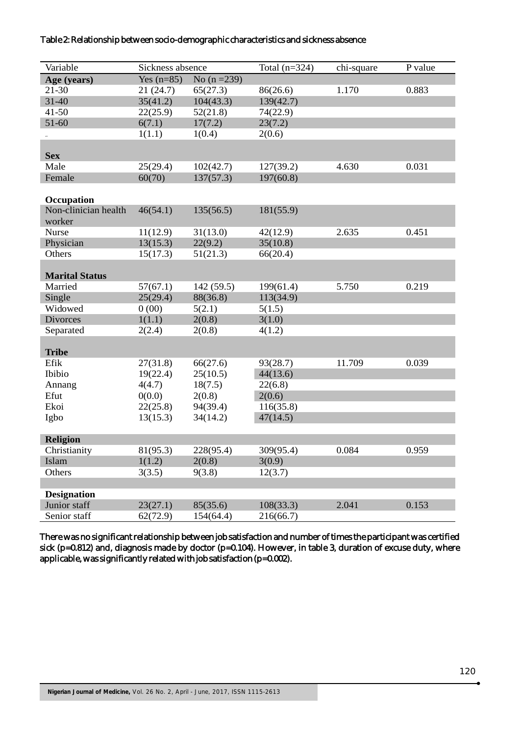Table 2: Relationship between socio-demographic characteristics and sickness absence

| Variable | Sickness absence | | Total (n=324) | chi-square | P value |
|---|---|---|---|---|---|
| **Age (years)** | Yes (n=85) | No (n =239) | | | |
| 21-30 | 21 (24.7) | 65(27.3) | 86(26.6) | 1.170 | 0.883 |
| 31-40 | 35(41.2) | 104(43.3) | 139(42.7) | | |
| 41-50 | 22(25.9) | 52(21.8) | 74(22.9) | | |
| 51-60 | 6(7.1) | 17(7.2) | 23(7.2) | | |
| .. | 1(1.1) | 1(0.4) | 2(0.6) | | |
| **Sex** | | | | | |
| Male | 25(29.4) | 102(42.7) | 127(39.2) | 4.630 | 0.031 |
| Female | 60(70) | 137(57.3) | 197(60.8) | | |
| **Occupation** | | | | | |
| Non-clinician health worker | 46(54.1) | 135(56.5) | 181(55.9) | | |
| Nurse | 11(12.9) | 31(13.0) | 42(12.9) | 2.635 | 0.451 |
| Physician | 13(15.3) | 22(9.2) | 35(10.8) | | |
| Others | 15(17.3) | 51(21.3) | 66(20.4) | | |
| **Marital Status** | | | | | |
| Married | 57(67.1) | 142 (59.5) | 199(61.4) | 5.750 | 0.219 |
| Single | 25(29.4) | 88(36.8) | 113(34.9) | | |
| Widowed | 0 (00) | 5(2.1) | 5(1.5) | | |
| Divorces | 1(1.1) | 2(0.8) | 3(1.0) | | |
| Separated | 2(2.4) | 2(0.8) | 4(1.2) | | |
| **Tribe** | | | | | |
| Efik | 27(31.8) | 66(27.6) | 93(28.7) | 11.709 | 0.039 |
| Ibibio | 19(22.4) | 25(10.5) | 44(13.6) | | |
| Annang | 4(4.7) | 18(7.5) | 22(6.8) | | |
| Efut | 0(0.0) | 2(0.8) | 2(0.6) | | |
| Ekoi | 22(25.8) | 94(39.4) | 116(35.8) | | |
| Igbo | 13(15.3) | 34(14.2) | 47(14.5) | | |
| **Religion** | | | | | |
| Christianity | 81(95.3) | 228(95.4) | 309(95.4) | 0.084 | 0.959 |
| Islam | 1(1.2) | 2(0.8) | 3(0.9) | | |
| Others | 3(3.5) | 9(3.8) | 12(3.7) | | |
| **Designation** | | | | | |
| Junior staff | 23(27.1) | 85(35.6) | 108(33.3) | 2.041 | 0.153 |
| Senior staff | 62(72.9) | 154(64.4) | 216(66.7) | | |

There was no significant relationship between job satisfaction and number of times the participant was certified sick (p=0.812) and, diagnosis made by doctor (p=0.104). However, in table 3, duration of excuse duty, where applicable, was significantly related with job satisfaction (p=0.002).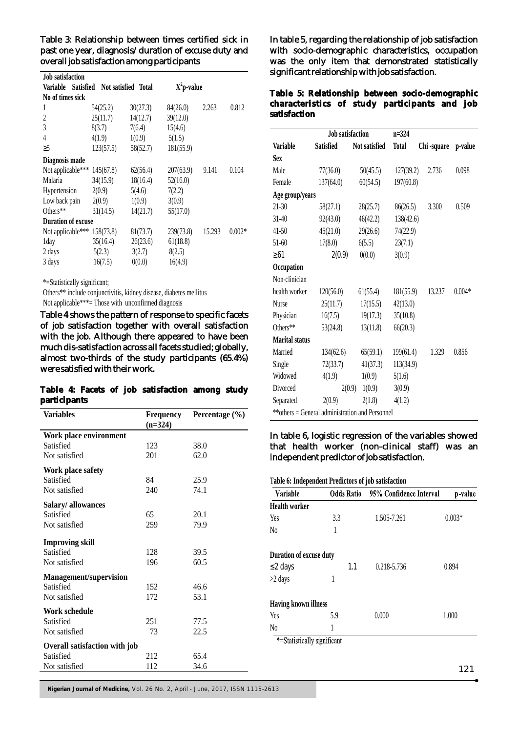Table 3: Relationship between times certified sick in past one year, diagnosis/ duration of excuse duty and overall job satisfaction among participants

| Variable | Job satisfaction Satisfied | Not satisfied | Total | $X^2$ | p-value |
|---|---|---|---|---|---|
| **No of times sick** | | | | | |
| 1 | 54(25.2) | 30(27.3) | 84(26.0) | 2.263 | 0.812 |
| 2 | 25(11.7) | 14(12.7) | 39(12.0) | | |
| 3 | 8(3.7) | 7(6.4) | 15(4.6) | | |
| 4 | 4(1.9) | 1(0.9) | 5(1.5) | | |
| ≥5 | 123(57.5) | 58(52.7) | 181(55.9) | | |
| **Diagnosis made** | | | | | |
| Not applicable*** | 145(67.8) | 62(56.4) | 207(63.9) | 9.141 | 0.104 |
| Malaria | 34(15.9) | 18(16.4) | 52(16.0) | | |
| Hypertension | 2(0.9) | 5(4.6) | 7(2.2) | | |
| Low back pain | 2(0.9) | 1(0.9) | 3(0.9) | | |
| Others** | 31(14.5) | 14(21.7) | 55(17.0) | | |
| **Duration of excuse** | | | | | |
| Not applicable*** | 158(73.8) | 81(73.7) | 239(73.8) | 15.293 | 0.002* |
| 1day | 35(16.4) | 26(23.6) | 61(18.8) | | |
| 2 days | 5(2.3) | 3(2.7) | 8(2.5) | | |
| 3 days | 16(7.5) | 0(0.0) | 16(4.9) | | |

*=Statistically significant;
Others** include conjunctivitis, kidney disease, diabetes mellitus
Not applicable***= Those with unconfirmed diagnosis

Table 4 shows the pattern of response to specific facets of job satisfaction together with overall satisfaction with the job. Although there appeared to have been much dis-satisfaction across all facets studied; globally, almost two-thirds of the study participants (65.4%) were satisfied with their work.

**Table 4: Facets of job satisfaction among study participants**

| Variables | Frequency (n=324) | Percentage (%) |
|---|---|---|
| **Work place environment** | | |
| Satisfied | 123 | 38.0 |
| Not satisfied | 201 | 62.0 |
| **Work place safety** | | |
| Satisfied | 84 | 25.9 |
| Not satisfied | 240 | 74.1 |
| **Salary/ allowances** | | |
| Satisfied | 65 | 20.1 |
| Not satisfied | 259 | 79.9 |
| **Improving skill** | | |
| Satisfied | 128 | 39.5 |
| Not satisfied | 196 | 60.5 |
| **Management/supervision** | | |
| Satisfied | 152 | 46.6 |
| Not satisfied | 172 | 53.1 |
| **Work schedule** | | |
| Satisfied | 251 | 77.5 |
| Not satisfied | 73 | 22.5 |
| **Overall satisfaction with job** | | |
| Satisfied | 212 | 65.4 |
| Not satisfied | 112 | 34.6 |

In table 5, regarding the relationship of job satisfaction with socio-demographic characteristics, occupation was the only item that demonstrated statistically significant relationship with job satisfaction.

**Table 5: Relationship between socio-demographic characteristics of study participants and Job satisfaction**

| | Job satisfaction | | n=324 | | |
|---|---|---|---|---|---|
| Variable | Satisfied | Not satisfied | Total | Chi-square | p-value |
| **Sex** | | | | | |
| Male | 77(36.0) | 50(45.5) | 127(39.2) | 2.736 | 0.098 |
| Female | 137(64.0) | 60(54.5) | 197(60.8) | | |
| **Age group/years** | | | | | |
| 21-30 | 58(27.1) | 28(25.7) | 86(26.5) | 3.300 | 0.509 |
| 31-40 | 92(43.0) | 46(42.2) | 138(42.6) | | |
| 41-50 | 45(21.0) | 29(26.6) | 74(22.9) | | |
| 51-60 | 17(8.0) | 6(5.5) | 23(7.1) | | |
| ≥61 | 2(0.9) | 0(0.0) | 3(0.9) | | |
| **Occupation** | | | | | |
| Non-clinician health worker | 120(56.0) | 61(55.4) | 181(55.9) | 13.237 | 0.004* |
| Nurse | 25(11.7) | 17(15.5) | 42(13.0) | | |
| Physician | 16(7.5) | 19(17.3) | 35(10.8) | | |
| Others** | 53(24.8) | 13(11.8) | 66(20.3) | | |
| **Marital status** | | | | | |
| Married | 134(62.6) | 65(59.1) | 199(61.4) | 1.329 | 0.856 |
| Single | 72(33.7) | 41(37.3) | 113(34.9) | | |
| Widowed | 4(1.9) | 1(0.9) | 5(1.6) | | |
| Divorced | 2(0.9) | 1(0.9) | 3(0.9) | | |
| Separated | 2(0.9) | 2(1.8) | 4(1.2) | | |

**others = General administration and Personnel

In table 6, logistic regression of the variables showed that health worker (non-clinical staff) was an independent predictor of job satisfaction.

**Table 6: Independent Predictors of job satisfaction**

| Variable | Odds Ratio | 95% Confidence Interval | p-value |
|---|---|---|---|
| **Health worker** | | | |
| Yes | 3.3 | 1.505-7.261 | 0.003* |
| No | 1 | | |
| **Duration of excuse duty** | | | |
| ≤2 days | 1.1 | 0.218-5.736 | 0.894 |
| >2 days | 1 | | |
| **Having known illness** | | | |
| Yes | 5.9 | 0.000 | 1.000 |
| No | 1 | | |

*=Statistically significant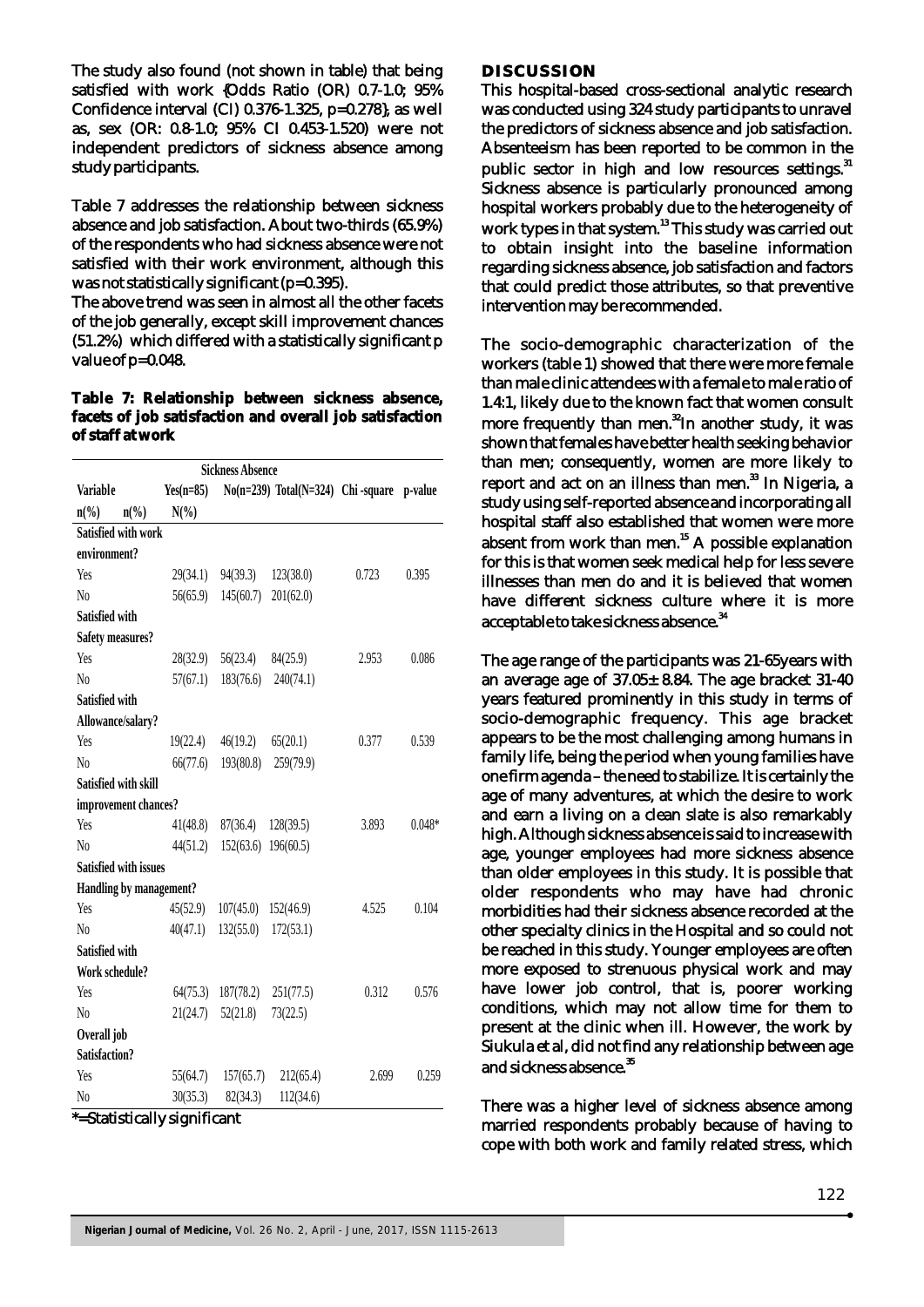The study also found (not shown in table) that being satisfied with work {Odds Ratio (OR) 0.7-1.0; 95% Confidence interval (CI) 0.376-1.325, p=0.278}; as well as, sex (OR: 0.8-1.0; 95% CI 0.453-1.520) were not independent predictors of sickness absence among study participants.

Table 7 addresses the relationship between sickness absence and job satisfaction. About two-thirds (65.9%) of the respondents who had sickness absence were not satisfied with their work environment, although this was not statistically significant (p=0.395).

The above trend was seen in almost all the other facets of the job generally, except skill improvement chances (51.2%) which differed with a statistically significant p value of p=0.048.

**Table 7: Relationship between sickness absence, facets of job satisfaction and overall job satisfaction of staff at work**

| Variable | Sickness Absence Yes(n=85) n(%) | No(n=239) n(%) | Total(N=324) N(%) | Chi -square | p-value |
|---|---|---|---|---|---|
| **Satisfied with work environment?** | | | | | |
| Yes | 29(34.1) | 94(39.3) | 123(38.0) | 0.723 | 0.395 |
| No | 56(65.9) | 145(60.7) | 201(62.0) | | |
| **Satisfied with Safety measures?** | | | | | |
| Yes | 28(32.9) | 56(23.4) | 84(25.9) | 2.953 | 0.086 |
| No | 57(67.1) | 183(76.6) | 240(74.1) | | |
| **Satisfied with Allowance/salary?** | | | | | |
| Yes | 19(22.4) | 46(19.2) | 65(20.1) | 0.377 | 0.539 |
| No | 66(77.6) | 193(80.8) | 259(79.9) | | |
| **Satisfied with skill improvement chances?** | | | | | |
| Yes | 41(48.8) | 87(36.4) | 128(39.5) | 3.893 | 0.048* |
| No | 44(51.2) | 152(63.6) | 196(60.5) | | |
| **Satisfied with issues Handling by management?** | | | | | |
| Yes | 45(52.9) | 107(45.0) | 152(46.9) | 4.525 | 0.104 |
| No | 40(47.1) | 132(55.0) | 172(53.1) | | |
| **Satisfied with Work schedule?** | | | | | |
| Yes | 64(75.3) | 187(78.2) | 251(77.5) | 0.312 | 0.576 |
| No | 21(24.7) | 52(21.8) | 73(22.5) | | |
| **Overall job Satisfaction?** | | | | | |
| Yes | 55(64.7) | 157(65.7) | 212(65.4) | 2.699 | 0.259 |
| No | 30(35.3) | 82(34.3) | 112(34.6) | | |

*=Statistically significant

## DISCUSSION

This hospital-based cross-sectional analytic research was conducted using 324 study participants to unravel the predictors of sickness absence and job satisfaction. Absenteeism has been reported to be common in the public sector in high and low resources settings.[31] Sickness absence is particularly pronounced among hospital workers probably due to the heterogeneity of work types in that system.[13] This study was carried out to obtain insight into the baseline information regarding sickness absence, job satisfaction and factors that could predict those attributes, so that preventive intervention may be recommended.

The socio-demographic characterization of the workers (table 1) showed that there were more female than male clinic attendees with a female to male ratio of 1.4:1, likely due to the known fact that women consult more frequently than men.[32] In another study, it was shown that females have better health seeking behavior than men; consequently, women are more likely to report and act on an illness than men.[33] In Nigeria, a study using self-reported absence and incorporating all hospital staff also established that women were more absent from work than men.[15] A possible explanation for this is that women seek medical help for less severe illnesses than men do and it is believed that women have different sickness culture where it is more acceptable to take sickness absence.[34]

The age range of the participants was 21-65years with an average age of 37.05± 8.84. The age bracket 31-40 years featured prominently in this study in terms of socio-demographic frequency. This age bracket appears to be the most challenging among humans in family life, being the period when young families have one firm agenda – the need to stabilize. It is certainly the age of many adventures, at which the desire to work and earn a living on a clean slate is also remarkably high. Although sickness absence is said to increase with age, younger employees had more sickness absence than older employees in this study. It is possible that older respondents who may have had chronic morbidities had their sickness absence recorded at the other specialty clinics in the Hospital and so could not be reached in this study. Younger employees are often more exposed to strenuous physical work and may have lower job control, that is, poorer working conditions, which may not allow time for them to present at the clinic when ill. However, the work by Siukula et al, did not find any relationship between age and sickness absence.[35]

There was a higher level of sickness absence among married respondents probably because of having to cope with both work and family related stress, which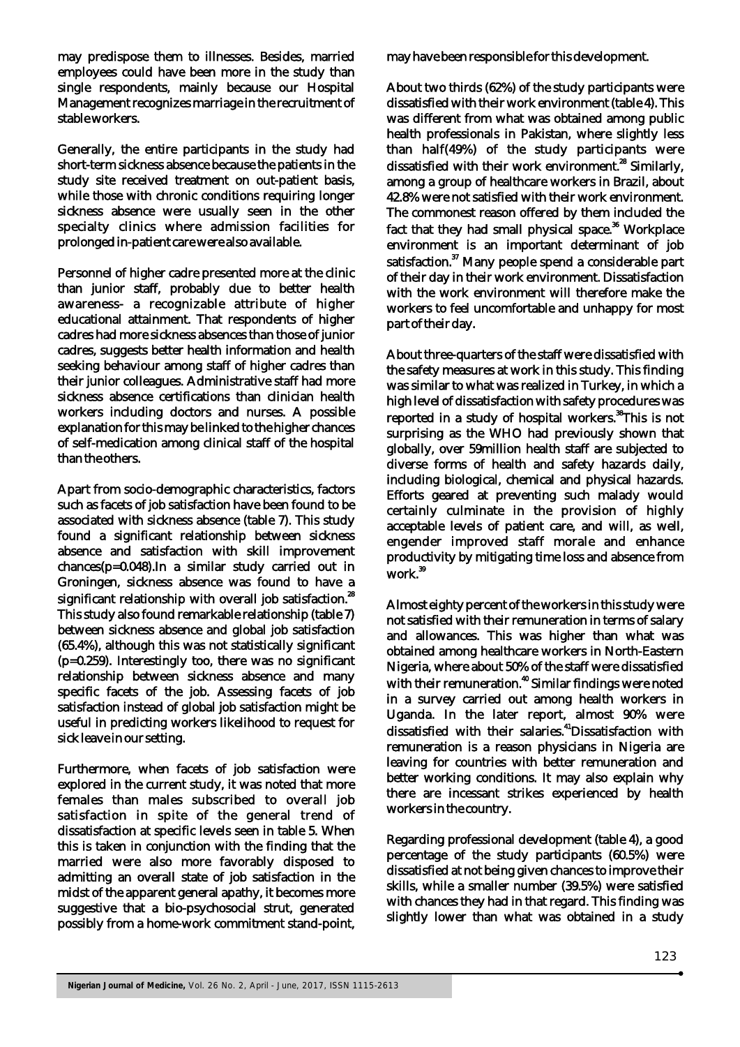may predispose them to illnesses. Besides, married employees could have been more in the study than single respondents, mainly because our Hospital Management recognizes marriage in the recruitment of stable workers.

Generally, the entire participants in the study had short-term sickness absence because the patients in the study site received treatment on out-patient basis, while those with chronic conditions requiring longer sickness absence were usually seen in the other specialty clinics where admission facilities for prolonged in-patient care were also available.

Personnel of higher cadre presented more at the clinic than junior staff, probably due to better health awareness- a recognizable attribute of higher educational attainment. That respondents of higher cadres had more sickness absences than those of junior cadres, suggests better health information and health seeking behaviour among staff of higher cadres than their junior colleagues. Administrative staff had more sickness absence certifications than clinician health workers including doctors and nurses. A possible explanation for this may be linked to the higher chances of self-medication among clinical staff of the hospital than the others.

Apart from socio-demographic characteristics, factors such as facets of job satisfaction have been found to be associated with sickness absence (table 7). This study found a significant relationship between sickness absence and satisfaction with skill improvement chances(p=0.048).In a similar study carried out in Groningen, sickness absence was found to have a significant relationship with overall job satisfaction.[28] This study also found remarkable relationship (table 7) between sickness absence and global job satisfaction (65.4%), although this was not statistically significant (p=0.259). Interestingly too, there was no significant relationship between sickness absence and many specific facets of the job. Assessing facets of job satisfaction instead of global job satisfaction might be useful in predicting workers likelihood to request for sick leave in our setting.

Furthermore, when facets of job satisfaction were explored in the current study, it was noted that more females than males subscribed to overall job satisfaction in spite of the general trend of dissatisfaction at specific levels seen in table 5. When this is taken in conjunction with the finding that the married were also more favorably disposed to admitting an overall state of job satisfaction in the midst of the apparent general apathy, it becomes more suggestive that a bio-psychosocial strut, generated possibly from a home-work commitment stand-point, may have been responsible for this development.

About two thirds (62%) of the study participants were dissatisfied with their work environment (table 4). This was different from what was obtained among public health professionals in Pakistan, where slightly less than half(49%) of the study participants were dissatisfied with their work environment.[28] Similarly, among a group of healthcare workers in Brazil, about 42.8% were not satisfied with their work environment. The commonest reason offered by them included the fact that they had small physical space.[36] Workplace environment is an important determinant of job satisfaction.[37] Many people spend a considerable part of their day in their work environment. Dissatisfaction with the work environment will therefore make the workers to feel uncomfortable and unhappy for most part of their day.

About three-quarters of the staff were dissatisfied with the safety measures at work in this study. This finding was similar to what was realized in Turkey, in which a high level of dissatisfaction with safety procedures was reported in a study of hospital workers.[38]This is not surprising as the WHO had previously shown that globally, over 59million health staff are subjected to diverse forms of health and safety hazards daily, including biological, chemical and physical hazards. Efforts geared at preventing such malady would certainly culminate in the provision of highly acceptable levels of patient care, and will, as well, engender improved staff morale and enhance productivity by mitigating time loss and absence from work.[39]

Almost eighty percent of the workers in this study were not satisfied with their remuneration in terms of salary and allowances. This was higher than what was obtained among healthcare workers in North-Eastern Nigeria, where about 50% of the staff were dissatisfied with their remuneration.[40] Similar findings were noted in a survey carried out among health workers in Uganda. In the later report, almost 90% were dissatisfied with their salaries.[41]Dissatisfaction with remuneration is a reason physicians in Nigeria are leaving for countries with better remuneration and better working conditions. It may also explain why there are incessant strikes experienced by health workers in the country.

Regarding professional development (table 4), a good percentage of the study participants (60.5%) were dissatisfied at not being given chances to improve their skills, while a smaller number (39.5%) were satisfied with chances they had in that regard. This finding was slightly lower than what was obtained in a study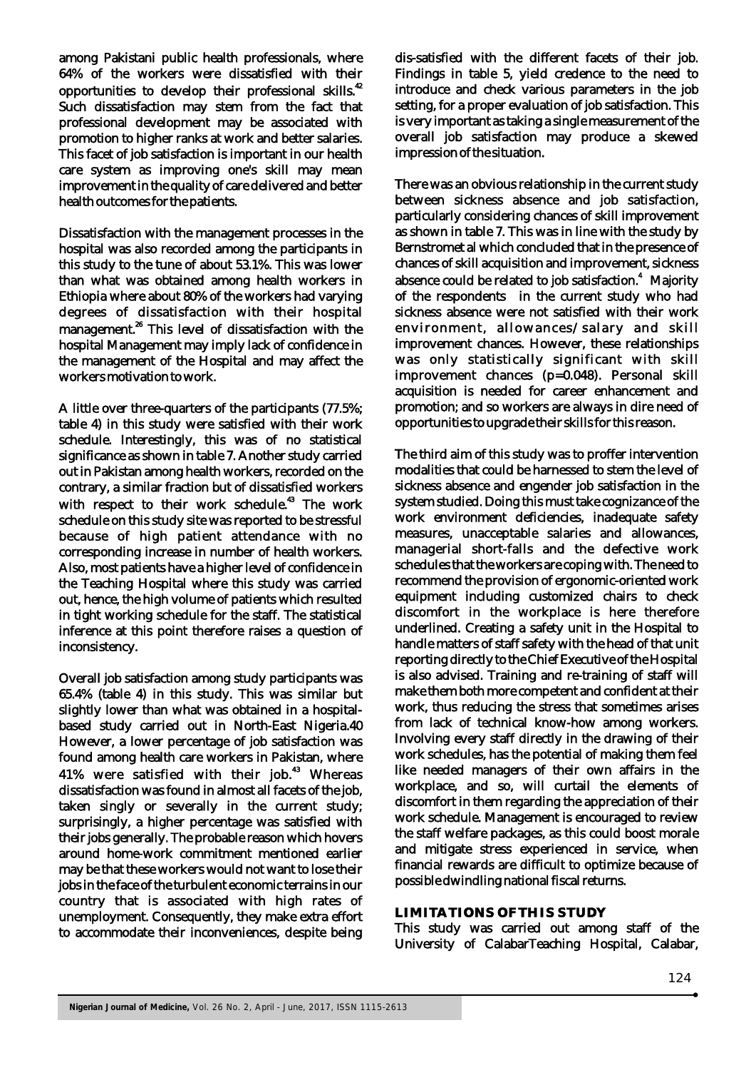among Pakistani public health professionals, where 64% of the workers were dissatisfied with their opportunities to develop their professional skills.[42] Such dissatisfaction may stem from the fact that professional development may be associated with promotion to higher ranks at work and better salaries. This facet of job satisfaction is important in our health care system as improving one's skill may mean improvement in the quality of care delivered and better health outcomes for the patients.

Dissatisfaction with the management processes in the hospital was also recorded among the participants in this study to the tune of about 53.1%. This was lower than what was obtained among health workers in Ethiopia where about 80% of the workers had varying degrees of dissatisfaction with their hospital management.[26] This level of dissatisfaction with the hospital Management may imply lack of confidence in the management of the Hospital and may affect the workers motivation to work.

A little over three-quarters of the participants (77.5%; table 4) in this study were satisfied with their work schedule. Interestingly, this was of no statistical significance as shown in table 7. Another study carried out in Pakistan among health workers, recorded on the contrary, a similar fraction but of dissatisfied workers with respect to their work schedule.[43] The work schedule on this study site was reported to be stressful because of high patient attendance with no corresponding increase in number of health workers. Also, most patients have a higher level of confidence in the Teaching Hospital where this study was carried out, hence, the high volume of patients which resulted in tight working schedule for the staff. The statistical inference at this point therefore raises a question of inconsistency.

Overall job satisfaction among study participants was 65.4% (table 4) in this study. This was similar but slightly lower than what was obtained in a hospital-based study carried out in North-East Nigeria.40 However, a lower percentage of job satisfaction was found among health care workers in Pakistan, where 41% were satisfied with their job.[43] Whereas dissatisfaction was found in almost all facets of the job, taken singly or severally in the current study; surprisingly, a higher percentage was satisfied with their jobs generally. The probable reason which hovers around home-work commitment mentioned earlier may be that these workers would not want to lose their jobs in the face of the turbulent economic terrains in our country that is associated with high rates of unemployment. Consequently, they make extra effort to accommodate their inconveniences, despite being dis-satisfied with the different facets of their job. Findings in table 5, yield credence to the need to introduce and check various parameters in the job setting, for a proper evaluation of job satisfaction. This is very important as taking a single measurement of the overall job satisfaction may produce a skewed impression of the situation.

There was an obvious relationship in the current study between sickness absence and job satisfaction, particularly considering chances of skill improvement as shown in table 7. This was in line with the study by Bernstromet al which concluded that in the presence of chances of skill acquisition and improvement, sickness absence could be related to job satisfaction.[4] Majority of the respondents in the current study who had sickness absence were not satisfied with their work environment, allowances/salary and skill improvement chances. However, these relationships was only statistically significant with skill improvement chances ($p=0.048$). Personal skill acquisition is needed for career enhancement and promotion; and so workers are always in dire need of opportunities to upgrade their skills for this reason.

The third aim of this study was to proffer intervention modalities that could be harnessed to stem the level of sickness absence and engender job satisfaction in the system studied. Doing this must take cognizance of the work environment deficiencies, inadequate safety measures, unacceptable salaries and allowances, managerial short-falls and the defective work schedules that the workers are coping with. The need to recommend the provision of ergonomic-oriented work equipment including customized chairs to check discomfort in the workplace is here therefore underlined. Creating a safety unit in the Hospital to handle matters of staff safety with the head of that unit reporting directly to the Chief Executive of the Hospital is also advised. Training and re-training of staff will make them both more competent and confident at their work, thus reducing the stress that sometimes arises from lack of technical know-how among workers. Involving every staff directly in the drawing of their work schedules, has the potential of making them feel like needed managers of their own affairs in the workplace, and so, will curtail the elements of discomfort in them regarding the appreciation of their work schedule. Management is encouraged to review the staff welfare packages, as this could boost morale and mitigate stress experienced in service, when financial rewards are difficult to optimize because of possible dwindling national fiscal returns.

## LIMITATIONS OF THIS STUDY

This study was carried out among staff of the University of CalabarTeaching Hospital, Calabar,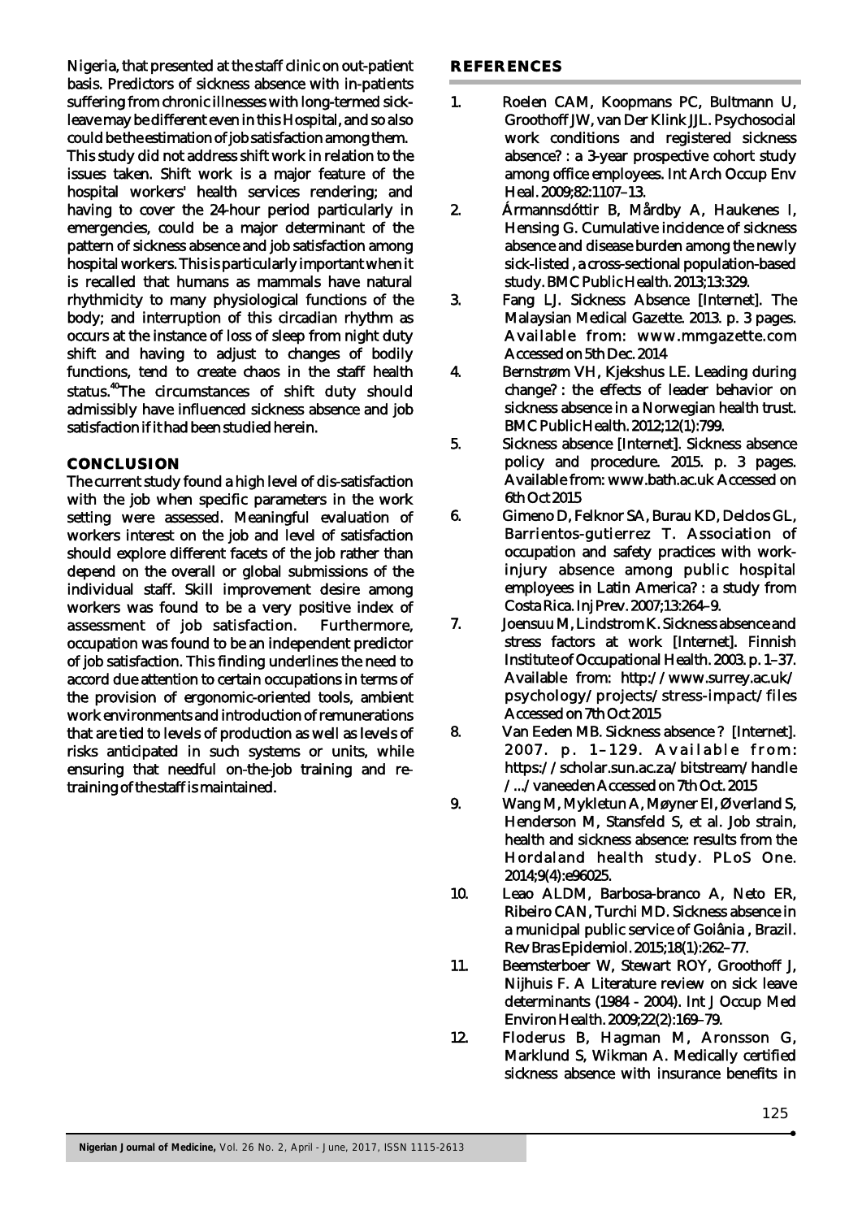Nigeria, that presented at the staff clinic on out-patient basis. Predictors of sickness absence with in-patients suffering from chronic illnesses with long-termed sick-leave may be different even in this Hospital, and so also could be the estimation of job satisfaction among them.

This study did not address shift work in relation to the issues taken. Shift work is a major feature of the hospital workers' health services rendering; and having to cover the 24-hour period particularly in emergencies, could be a major determinant of the pattern of sickness absence and job satisfaction among hospital workers. This is particularly important when it is recalled that humans as mammals have natural rhythmicity to many physiological functions of the body; and interruption of this circadian rhythm as occurs at the instance of loss of sleep from night duty shift and having to adjust to changes of bodily functions, tend to create chaos in the staff health status.[40] The circumstances of shift duty should admissibly have influenced sickness absence and job satisfaction if it had been studied herein.

## CONCLUSION

The current study found a high level of dis-satisfaction with the job when specific parameters in the work setting were assessed. Meaningful evaluation of workers interest on the job and level of satisfaction should explore different facets of the job rather than depend on the overall or global submissions of the individual staff. Skill improvement desire among workers was found to be a very positive index of assessment of job satisfaction. Furthermore, occupation was found to be an independent predictor of job satisfaction. This finding underlines the need to accord due attention to certain occupations in terms of the provision of ergonomic-oriented tools, ambient work environments and introduction of remunerations that are tied to levels of production as well as levels of risks anticipated in such systems or units, while ensuring that needful on-the-job training and re-training of the staff is maintained.

## REFERENCES

1. Roelen CAM, Koopmans PC, Bultmann U, Groothoff JW, van Der Klink JJL. Psychosocial work conditions and registered sickness absence? : a 3-year prospective cohort study among office employees. Int Arch Occup Env Heal. 2009;82:1107–13.
2. Ármannsdóttir B, Mårdby A, Haukenes I, Hensing G. Cumulative incidence of sickness absence and disease burden among the newly sick-listed , a cross-sectional population-based study. BMC Public Health. 2013;13:329.
3. Fang LJ. Sickness Absence [Internet]. The Malaysian Medical Gazette. 2013. p. 3 pages. Available from: www.mmgazette.com Accessed on 5th Dec. 2014
4. Bernstrøm VH, Kjekshus LE. Leading during change? : the effects of leader behavior on sickness absence in a Norwegian health trust. BMC Public Health. 2012;12(1):799.
5. Sickness absence [Internet]. Sickness absence policy and procedure. 2015. p. 3 pages. Available from: www.bath.ac.uk Accessed on 6th Oct 2015
6. Gimeno D, Felknor SA, Burau KD, Delclos GL, Barrientos-gutierrez T. Association of occupation and safety practices with work-injury absence among public hospital employees in Latin America? : a study from Costa Rica. Inj Prev. 2007;13:264–9.
7. Joensuu M, Lindstrom K. Sickness absence and stress factors at work [Internet]. Finnish Institute of Occupational Health. 2003. p. 1–37. Available from: http://www.surrey.ac.uk/psychology/projects/stress-impact/files Accessed on 7th Oct 2015
8. Van Eeden MB. Sickness absence ? [Internet]. 2007. p. 1–129. Available from: https://scholar.sun.ac.za/bitstream/handle/.../vaneeden Accessed on 7th Oct. 2015
9. Wang M, Mykletun A, Møyner EI, Øverland S, Henderson M, Stansfeld S, et al. Job strain, health and sickness absence: results from the Hordaland health study. PLoS One. 2014;9(4):e96025.
10. Leao ALDM, Barbosa-branco A, Neto ER, Ribeiro CAN, Turchi MD. Sickness absence in a municipal public service of Goiânia , Brazil. Rev Bras Epidemiol. 2015;18(1):262–77.
11. Beemsterboer W, Stewart ROY, Groothoff J, Nijhuis F. A Literature review on sick leave determinants (1984 - 2004). Int J Occup Med Environ Health. 2009;22(2):169–79.
12. Floderus B, Hagman M, Aronsson G, Marklund S, Wikman A. Medically certified sickness absence with insurance benefits in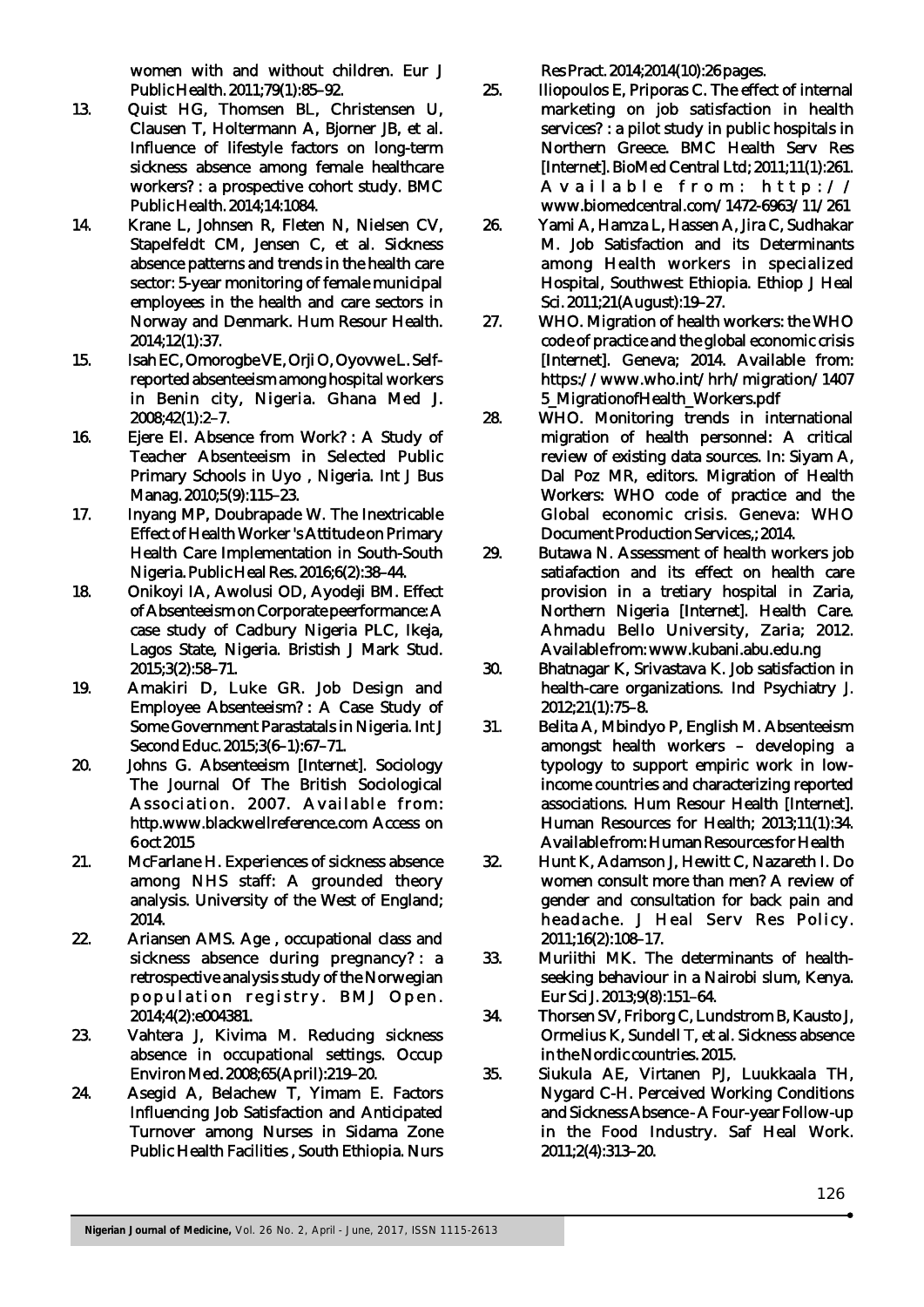women with and without children. Eur J Public Health. 2011;79(1):85–92.

13. Quist HG, Thomsen BL, Christensen U, Clausen T, Holtermann A, Bjorner JB, et al. Influence of lifestyle factors on long-term sickness absence among female healthcare workers? : a prospective cohort study. BMC Public Health. 2014;14:1084.
14. Krane L, Johnsen R, Fleten N, Nielsen CV, Stapelfeldt CM, Jensen C, et al. Sickness absence patterns and trends in the health care sector: 5-year monitoring of female municipal employees in the health and care sectors in Norway and Denmark. Hum Resour Health. 2014;12(1):37.
15. Isah EC, Omorogbe VE, Orji O, Oyovwe L. Self-reported absenteeism among hospital workers in Benin city, Nigeria. Ghana Med J. 2008;42(1):2–7.
16. Ejere EI. Absence from Work? : A Study of Teacher Absenteeism in Selected Public Primary Schools in Uyo , Nigeria. Int J Bus Manag. 2010;5(9):115–23.
17. Inyang MP, Doubrapade W. The Inextricable Effect of Health Worker 's Attitude on Primary Health Care Implementation in South-South Nigeria. Public Heal Res. 2016;6(2):38–44.
18. Onikoyi IA, Awolusi OD, Ayodeji BM. Effect of Absenteeism on Corporate peerformance: A case study of Cadbury Nigeria PLC, Ikeja, Lagos State, Nigeria. Bristish J Mark Stud. 2015;3(2):58–71.
19. Amakiri D, Luke GR. Job Design and Employee Absenteeism? : A Case Study of Some Government Parastatals in Nigeria. Int J Second Educ. 2015;3(6–1):67–71.
20. Johns G. Absenteeism [Internet]. Sociology The Journal Of The British Sociological Association. 2007. Available from: http.www.blackwellreference.com Access on 6 oct 2015
21. McFarlane H. Experiences of sickness absence among NHS staff: A grounded theory analysis. University of the West of England; 2014.
22. Ariansen AMS. Age , occupational class and sickness absence during pregnancy? : a retrospective analysis study of the Norwegian population registry. BMJ Open. 2014;4(2):e004381.
23. Vahtera J, Kivima M. Reducing sickness absence in occupational settings. Occup Environ Med. 2008;65(April):219–20.
24. Asegid A, Belachew T, Yimam E. Factors Influencing Job Satisfaction and Anticipated Turnover among Nurses in Sidama Zone Public Health Facilities , South Ethiopia. Nurs Res Pract. 2014;2014(10):26 pages.
25. Iliopoulos E, Priporas C. The effect of internal marketing on job satisfaction in health services? : a pilot study in public hospitals in Northern Greece. BMC Health Serv Res [Internet]. BioMed Central Ltd; 2011;11(1):261. Available from: http://www.biomedcentral.com/1472-6963/11/261
26. Yami A, Hamza L, Hassen A, Jira C, Sudhakar M. Job Satisfaction and its Determinants among Health workers in specialized Hospital, Southwest Ethiopia. Ethiop J Heal Sci. 2011;21(August):19–27.
27. WHO. Migration of health workers: the WHO code of practice and the global economic crisis [Internet]. Geneva; 2014. Available from: https://www.who.int/hrh/migration/14075_MigrationofHealth_Workers.pdf
28. WHO. Monitoring trends in international migration of health personnel: A critical review of existing data sources. In: Siyam A, Dal Poz MR, editors. Migration of Health Workers: WHO code of practice and the Global economic crisis. Geneva: WHO Document Production Services,; 2014.
29. Butawa N. Assessment of health workers job satiafaction and its effect on health care provision in a tretiary hospital in Zaria, Northern Nigeria [Internet]. Health Care. Ahmadu Bello University, Zaria; 2012. Available from: www.kubani.abu.edu.ng
30. Bhatnagar K, Srivastava K. Job satisfaction in health-care organizations. Ind Psychiatry J. 2012;21(1):75–8.
31. Belita A, Mbindyo P, English M. Absenteeism amongst health workers – developing a typology to support empiric work in low-income countries and characterizing reported associations. Hum Resour Health [Internet]. Human Resources for Health; 2013;11(1):34. Available from: Human Resources for Health
32. Hunt K, Adamson J, Hewitt C, Nazareth I. Do women consult more than men? A review of gender and consultation for back pain and headache. J Heal Serv Res Policy. 2011;16(2):108–17.
33. Muriithi MK. The determinants of health-seeking behaviour in a Nairobi slum, Kenya. Eur Sci J. 2013;9(8):151–64.
34. Thorsen SV, Friborg C, Lundstrom B, Kausto J, Ormelius K, Sundell T, et al. Sickness absence in the Nordic countries. 2015.
35. Siukula AE, Virtanen PJ, Luukkaala TH, Nygard C-H. Perceived Working Conditions and Sickness Absence - A Four-year Follow-up in the Food Industry. Saf Heal Work. 2011;2(4):313–20.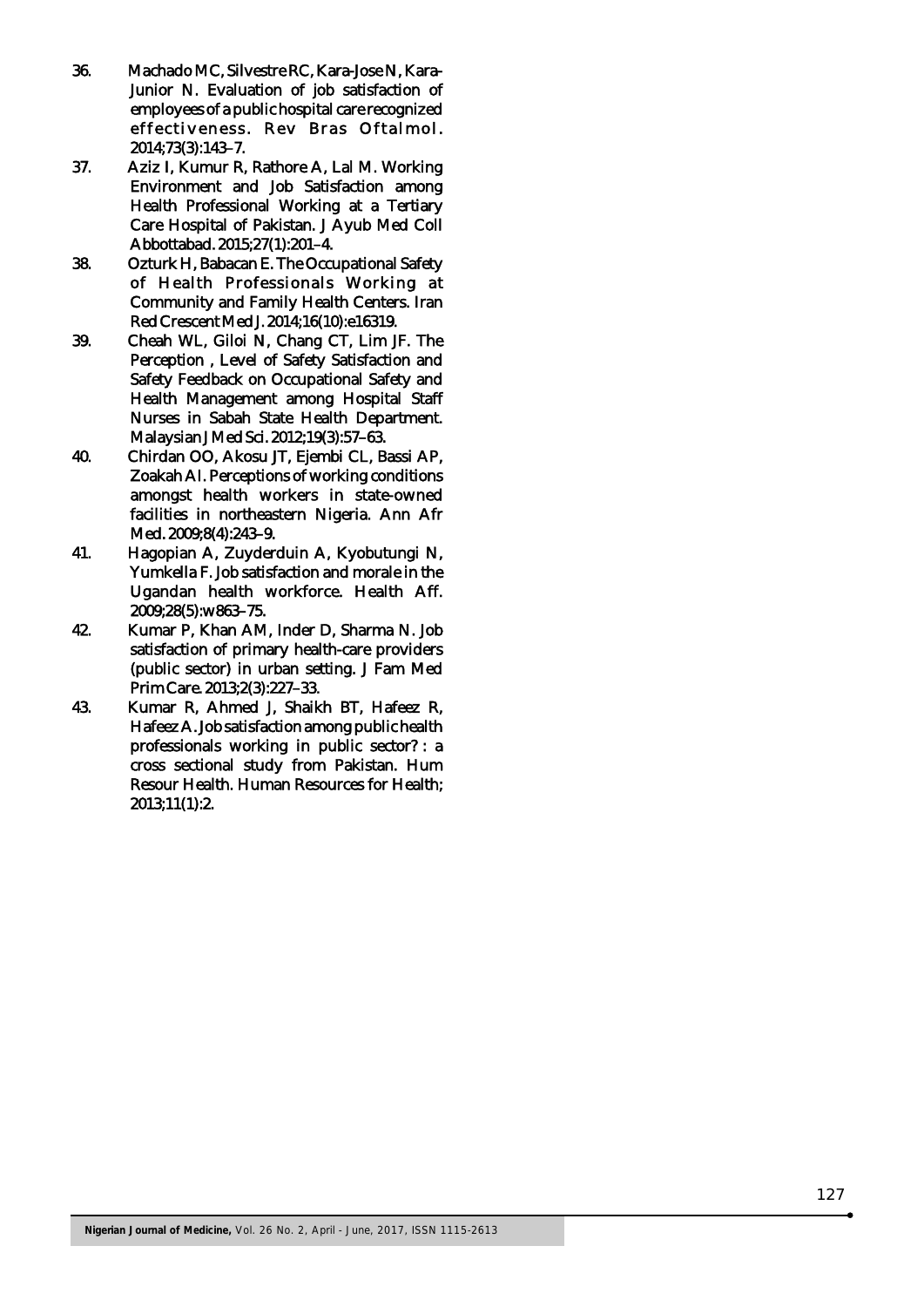36. Machado MC, Silvestre RC, Kara-Jose N, Kara-Junior N. Evaluation of job satisfaction of employees of a public hospital care recognized effectiveness. Rev Bras Oftalmol. 2014;73(3):143–7.
37. Aziz I, Kumur R, Rathore A, Lal M. Working Environment and Job Satisfaction among Health Professional Working at a Tertiary Care Hospital of Pakistan. J Ayub Med Coll Abbottabad. 2015;27(1):201–4.
38. Ozturk H, Babacan E. The Occupational Safety of Health Professionals Working at Community and Family Health Centers. Iran Red Crescent Med J. 2014;16(10):e16319.
39. Cheah WL, Giloi N, Chang CT, Lim JF. The Perception , Level of Safety Satisfaction and Safety Feedback on Occupational Safety and Health Management among Hospital Staff Nurses in Sabah State Health Department. Malaysian J Med Sci. 2012;19(3):57–63.
40. Chirdan OO, Akosu JT, Ejembi CL, Bassi AP, Zoakah AI. Perceptions of working conditions amongst health workers in state-owned facilities in northeastern Nigeria. Ann Afr Med. 2009;8(4):243–9.
41. Hagopian A, Zuyderduin A, Kyobutungi N, Yumkella F. Job satisfaction and morale in the Ugandan health workforce. Health Aff. 2009;28(5):w863–75.
42. Kumar P, Khan AM, Inder D, Sharma N. Job satisfaction of primary health-care providers (public sector) in urban setting. J Fam Med Prim Care. 2013;2(3):227–33.
43. Kumar R, Ahmed J, Shaikh BT, Hafeez R, Hafeez A. Job satisfaction among public health professionals working in public sector? : a cross sectional study from Pakistan. Hum Resour Health. Human Resources for Health; 2013;11(1):2.